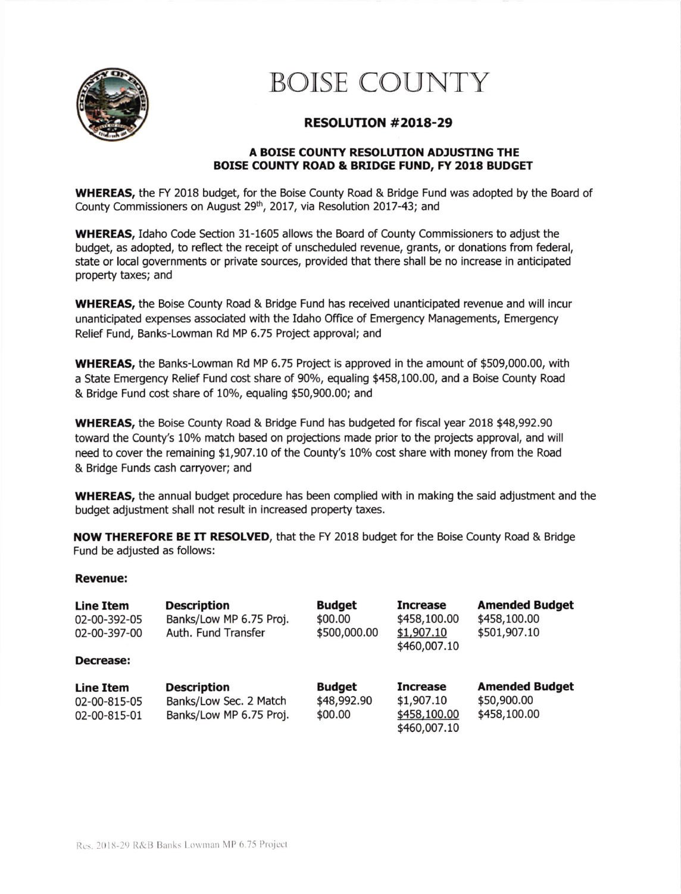# BOISE COUNTY

## RESOLUTION #2018-29

### A BOISE COUNTY RESOLUTION ADJUSTING THE BOISE COUNTY ROAD & BRIDGE FUND, FY 2018 BUDGET

**WHEREAS,** the FY 2018 budget, for the Boise County Road & Bridge Fund was adopted by the Board of County Commissioners on August 29th, 2017, via Resolution 2017-43; and

**WHEREAS,** Idaho Code Section 31-1605 allows the Board of County Commissioners to adjust the budget, as adopted, to reflect the receipt of unscheduled revenue, grants, or donations from federal, state or local governments or private sources, provided that there shall be no increase in anticipated property taxes; and

**WHEREAS,** the Boise County Road & Bridge Fund has received unanticipated revenue and will incur unanticipated expenses associated with the Idaho Office of Emergency Managements, Emergency Relief Fund, Banks-Lowman Rd MP 6.75 Project approval; and

**WHEREAS,** the Banks-Lowman Rd MP 6.75 Project is approved in the amount of $509,000.00, with a State Emergency Relief Fund cost share of 90%, equaling $458,100.00, and a Boise County Road & Bridge Fund cost share of 10%, equaling $50,900.00; and

**WHEREAS,** the Boise County Road & Bridge Fund has budgeted for fiscal year 2018 $48,992.90 toward the County's 10% match based on projections made prior to the projects approval, and will need to cover the remaining $1,907.10 of the County's 10% cost share with money from the Road & Bridge Funds cash carryover; and

**WHEREAS,** the annual budget procedure has been complied with in making the said adjustment and the budget adjustment shall not result in increased property taxes.

**NOW THEREFORE BE IT RESOLVED**, that the FY 2018 budget for the Boise County Road & Bridge Fund be adjusted as follows:

**Revenue:**

| Line Item | Description | Budget | Increase | Amended Budget |
|---|---|---|---|---|
| 02-00-392-05 | Banks/Low MP 6.75 Proj. | $00.00 | $458,100.00 | $458,100.00 |
| 02-00-397-00 | Auth. Fund Transfer | $500,000.00 | $1,907.10 | $501,907.10 |
| | | | $460,007.10 | |

**Decrease:**

| Line Item | Description | Budget | Increase | Amended Budget |
|---|---|---|---|---|
| 02-00-815-05 | Banks/Low Sec. 2 Match | $48,992.90 | $1,907.10 | $50,900.00 |
| 02-00-815-01 | Banks/Low MP 6.75 Proj. | $00.00 | $458,100.00 | $458,100.00 |
| | | | $460,007.10 | |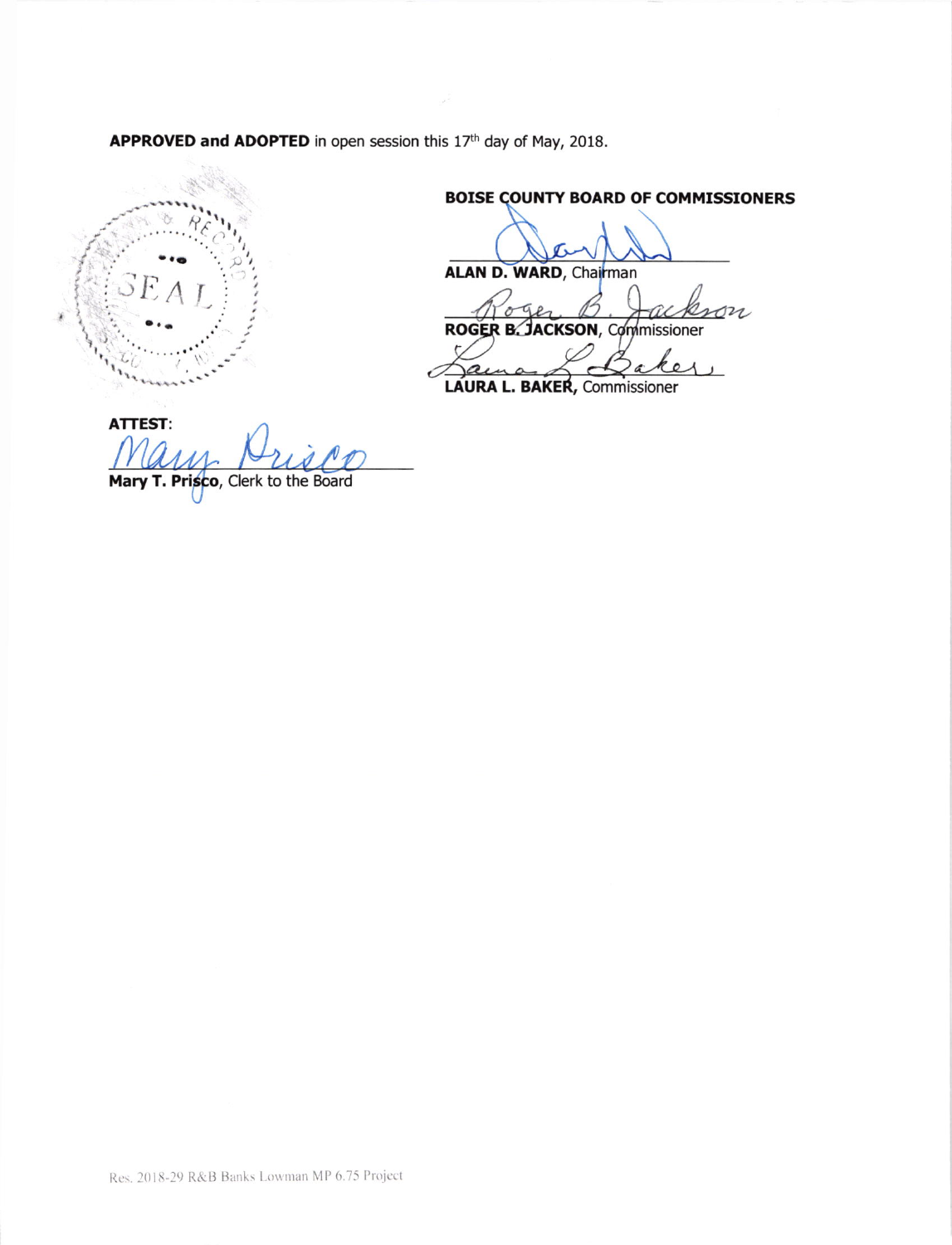**APPROVED and ADOPTED** in open session this 17th day of May, 2018.

SEAL

**BOISE COUNTY BOARD OF COMMISSIONERS**

**ALAN D. WARD**, Chairman

**ROGER B. JACKSON**, Commissioner

**LAURA L. BAKER**, Commissioner

**ATTEST**:

**Mary T. Prisco**, Clerk to the Board

Res. 2018-29 R&B Banks Lowman MP 6.75 Project